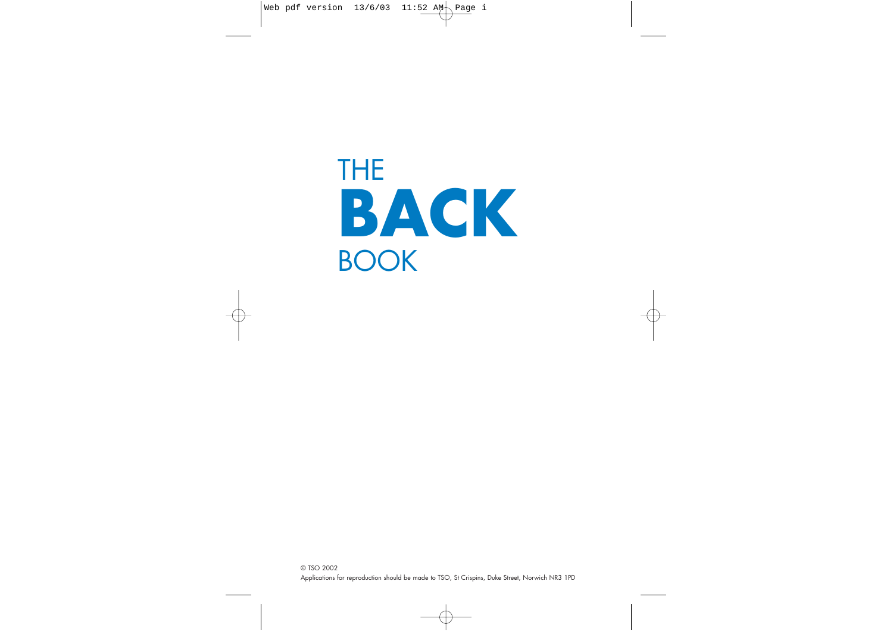# THE **BACK** BOOK

© TSO 2002

Applications for reproduction should be made to TSO, St Crispins, Duke Street, Norwich NR3 1PD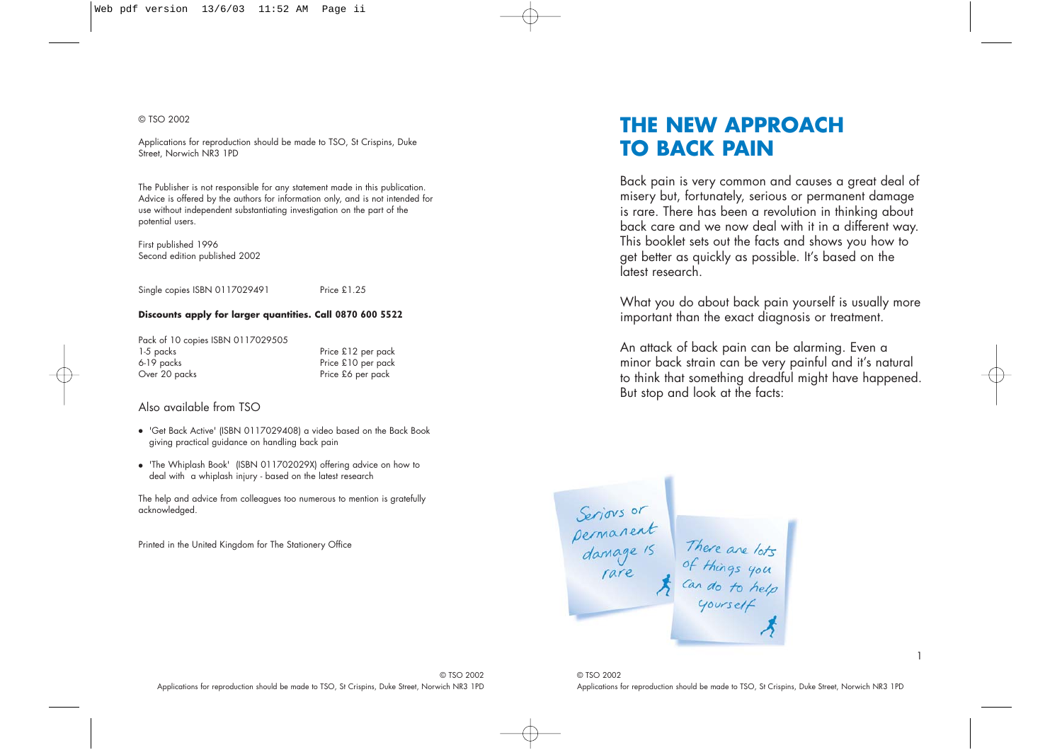© TSO 2002

Applications for reproduction should be made to TSO, St Crispins, Duke Street, Norwich NR3 1PD

The Publisher is not responsible for any statement made in this publication. Advice is offered by the authors for information only, and is not intended for use without independent substantiating investigation on the part of the potential users.

First published 1996
Second edition published 2002

Single copies ISBN 0117029491 Price £1.25

**Discounts apply for larger quantities. Call 0870 600 5522**

| Pack of 10 copies ISBN 0117029505 | |
|---|---|
| 1-5 packs | Price £12 per pack |
| 6-19 packs | Price £10 per pack |
| Over 20 packs | Price £6 per pack |

Also available from TSO

- 'Get Back Active' (ISBN 0117029408) a video based on the Back Book giving practical guidance on handling back pain
- 'The Whiplash Book' (ISBN 011702029X) offering advice on how to deal with a whiplash injury - based on the latest research

The help and advice from colleagues too numerous to mention is gratefully acknowledged.

Printed in the United Kingdom for The Stationery Office

# THE NEW APPROACH TO BACK PAIN

Back pain is very common and causes a great deal of misery but, fortunately, serious or permanent damage is rare. There has been a revolution in thinking about back care and we now deal with it in a different way. This booklet sets out the facts and shows you how to get better as quickly as possible. It's based on the latest research.

What you do about back pain yourself is usually more important than the exact diagnosis or treatment.

An attack of back pain can be alarming. Even a minor back strain can be very painful and it's natural to think that something dreadful might have happened. But stop and look at the facts:

Serious or permanent damage is rare

There are lots of things you can do to help yourself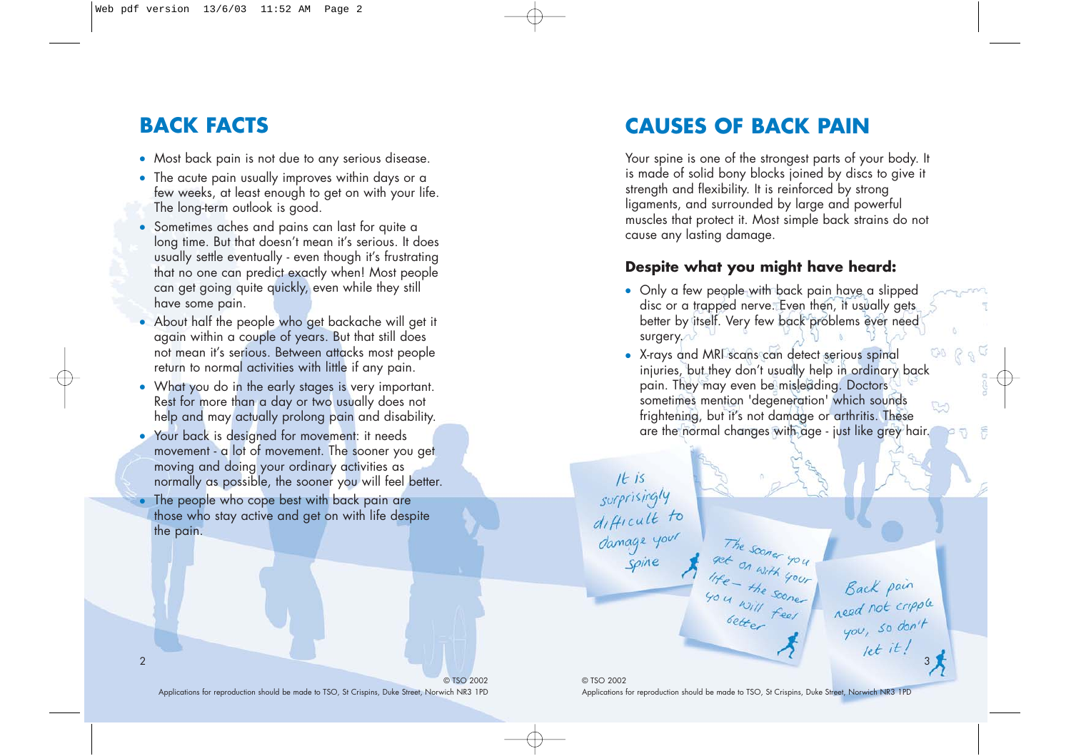## BACK FACTS

- Most back pain is not due to any serious disease.
- The acute pain usually improves within days or a few weeks, at least enough to get on with your life. The long-term outlook is good.
- Sometimes aches and pains can last for quite a long time. But that doesn't mean it's serious. It does usually settle eventually - even though it's frustrating that no one can predict exactly when! Most people can get going quite quickly, even while they still have some pain.
- About half the people who get backache will get it again within a couple of years. But that still does not mean it's serious. Between attacks most people return to normal activities with little if any pain.
- What you do in the early stages is very important. Rest for more than a day or two usually does not help and may actually prolong pain and disability.
- Your back is designed for movement: it needs movement - a lot of movement. The sooner you get moving and doing your ordinary activities as normally as possible, the sooner you will feel better.
- The people who cope best with back pain are those who stay active and get on with life despite the pain.

## CAUSES OF BACK PAIN

Your spine is one of the strongest parts of your body. It is made of solid bony blocks joined by discs to give it strength and flexibility. It is reinforced by strong ligaments, and surrounded by large and powerful muscles that protect it. Most simple back strains do not cause any lasting damage.

### Despite what you might have heard:

- Only a few people with back pain have a slipped disc or a trapped nerve. Even then, it usually gets better by itself. Very few back problems ever need surgery.
- X-rays and MRI scans can detect serious spinal injuries, but they don't usually help in ordinary back pain. They may even be misleading. Doctors sometimes mention 'degeneration' which sounds frightening, but it's not damage or arthritis. These are the normal changes with age - just like grey hair.

*It is surprisingly difficult to damage your spine*

*The sooner you get on with your life - the sooner you will feel better*

*Back pain need not cripple you, so don't let it!*

© TSO 2002
Applications for reproduction should be made to TSO, St Crispins, Duke Street, Norwich NR3 1PD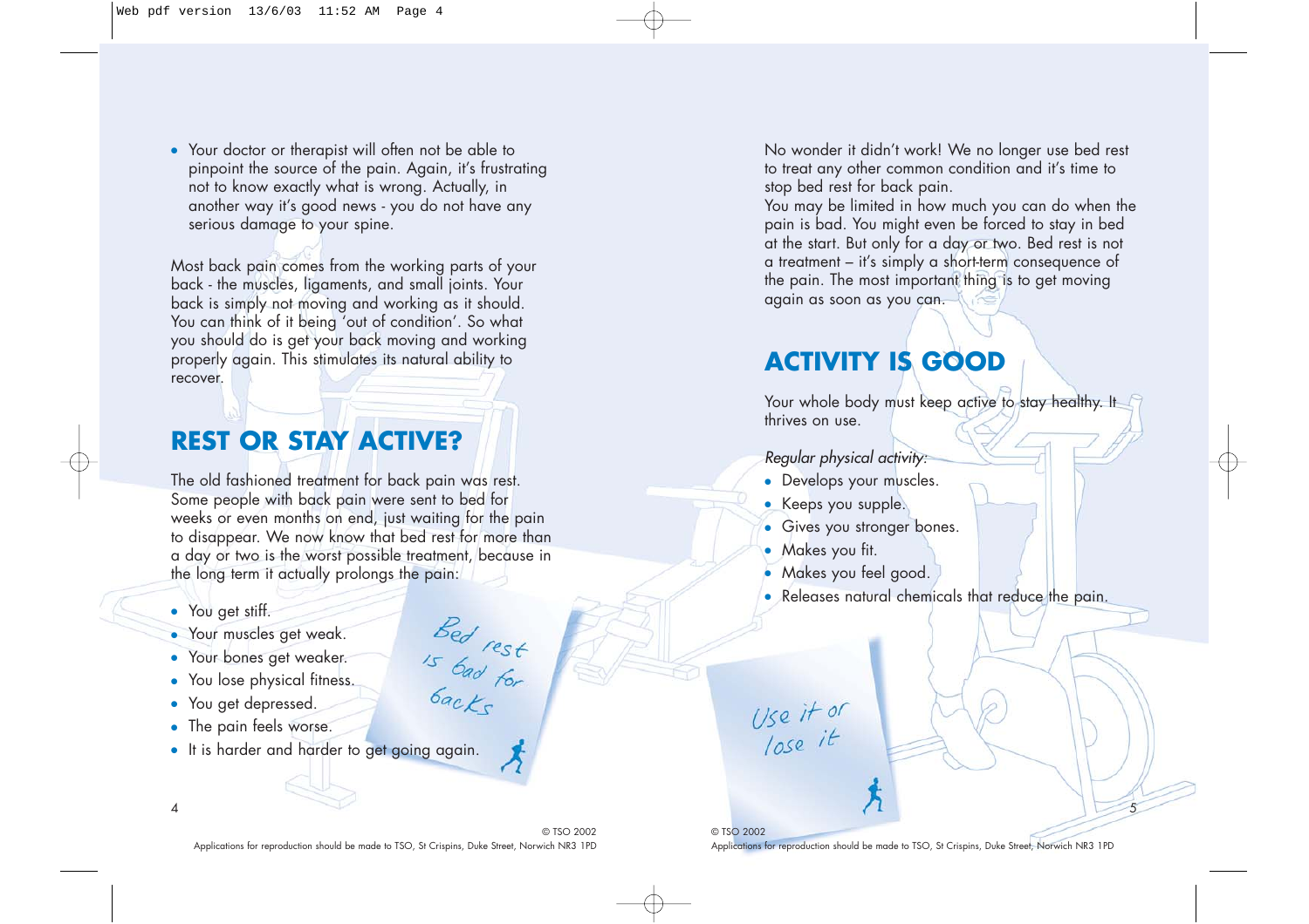- Your doctor or therapist will often not be able to pinpoint the source of the pain. Again, it's frustrating not to know exactly what is wrong. Actually, in another way it's good news - you do not have any serious damage to your spine.

Most back pain comes from the working parts of your back - the muscles, ligaments, and small joints. Your back is simply not moving and working as it should. You can think of it being 'out of condition'. So what you should do is get your back moving and working properly again. This stimulates its natural ability to recover.

## REST OR STAY ACTIVE?

The old fashioned treatment for back pain was rest. Some people with back pain were sent to bed for weeks or even months on end, just waiting for the pain to disappear. We now know that bed rest for more than a day or two is the worst possible treatment, because in the long term it actually prolongs the pain:

- You get stiff.
- Your muscles get weak.
- Your bones get weaker.
- You lose physical fitness.
- You get depressed.
- The pain feels worse.
- It is harder and harder to get going again.

Bed rest is bad for backs

No wonder it didn't work! We no longer use bed rest to treat any other common condition and it's time to stop bed rest for back pain.

You may be limited in how much you can do when the pain is bad. You might even be forced to stay in bed at the start. But only for a day or two. Bed rest is not a treatment – it's simply a short-term consequence of the pain. The most important thing is to get moving again as soon as you can.

## ACTIVITY IS GOOD

Your whole body must keep active to stay healthy. It thrives on use.

*Regular physical activity:*

- Develops your muscles.
- Keeps you supple.
- Gives you stronger bones.
- Makes you fit.
- Makes you feel good.
- Releases natural chemicals that reduce the pain.

Use it or lose it

© TSO 2002
Applications for reproduction should be made to TSO, St Crispins, Duke Street, Norwich NR3 1PD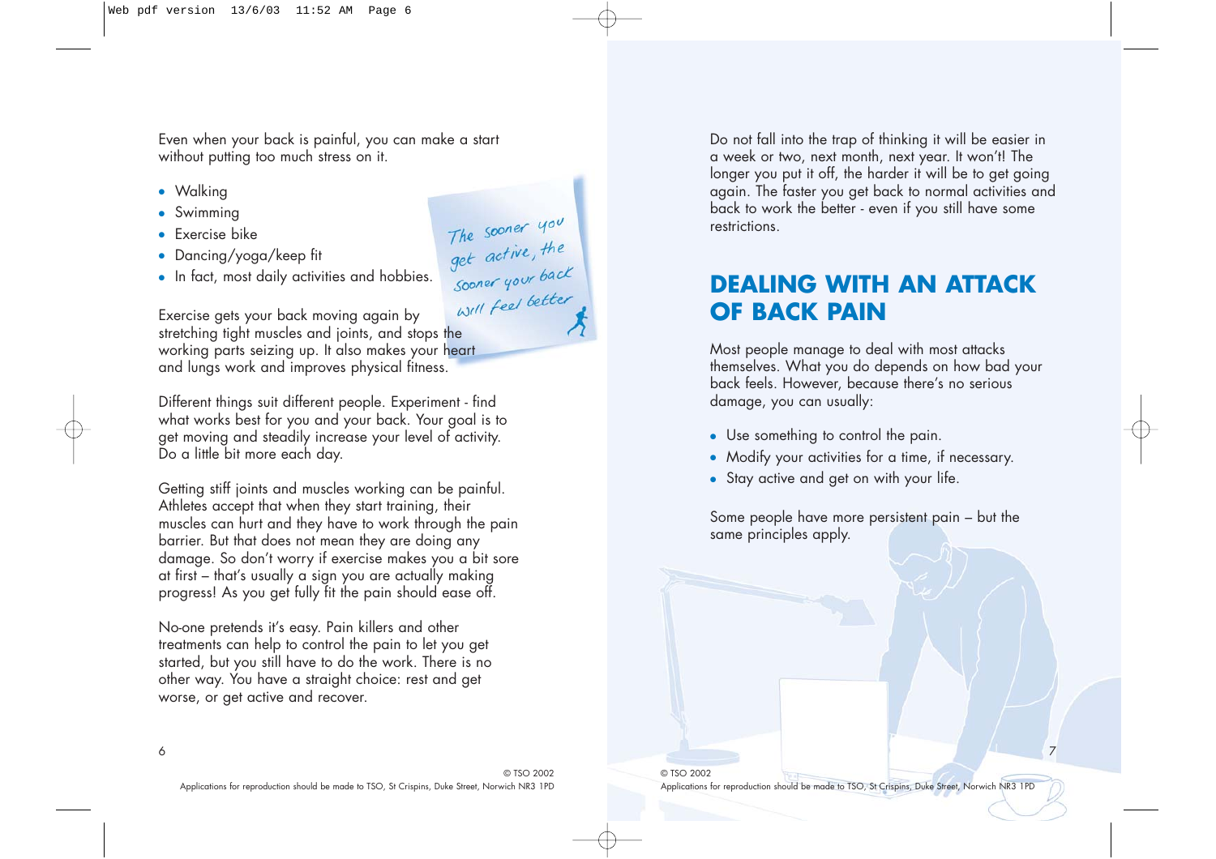Even when your back is painful, you can make a start without putting too much stress on it.

- Walking
- Swimming
- Exercise bike
- Dancing/yoga/keep fit
- In fact, most daily activities and hobbies.

*The sooner you get active, the sooner your back will feel better*

Exercise gets your back moving again by stretching tight muscles and joints, and stops the working parts seizing up. It also makes your heart and lungs work and improves physical fitness.

Different things suit different people. Experiment - find what works best for you and your back. Your goal is to get moving and steadily increase your level of activity. Do a little bit more each day.

Getting stiff joints and muscles working can be painful. Athletes accept that when they start training, their muscles can hurt and they have to work through the pain barrier. But that does not mean they are doing any damage. So don't worry if exercise makes you a bit sore at first – that's usually a sign you are actually making progress! As you get fully fit the pain should ease off.

No-one pretends it's easy. Pain killers and other treatments can help to control the pain to let you get started, but you still have to do the work. There is no other way. You have a straight choice: rest and get worse, or get active and recover.

Do not fall into the trap of thinking it will be easier in a week or two, next month, next year. It won't! The longer you put it off, the harder it will be to get going again. The faster you get back to normal activities and back to work the better - even if you still have some restrictions.

## DEALING WITH AN ATTACK OF BACK PAIN

Most people manage to deal with most attacks themselves. What you do depends on how bad your back feels. However, because there's no serious damage, you can usually:

- Use something to control the pain.
- Modify your activities for a time, if necessary.
- Stay active and get on with your life.

Some people have more persistent pain – but the same principles apply.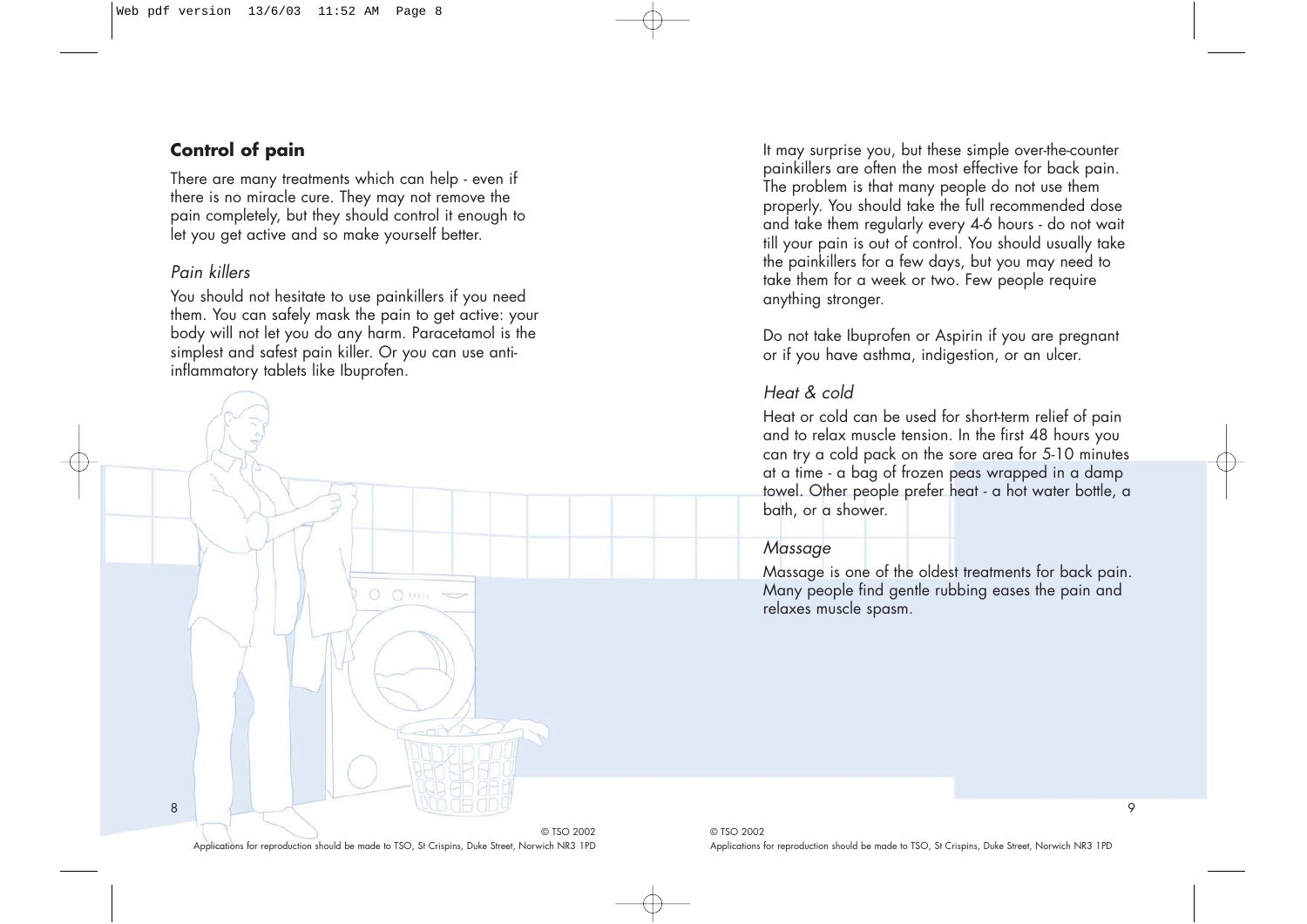## Control of pain

There are many treatments which can help - even if there is no miracle cure. They may not remove the pain completely, but they should control it enough to let you get active and so make yourself better.

### *Pain killers*

You should not hesitate to use painkillers if you need them. You can safely mask the pain to get active: your body will not let you do any harm. Paracetamol is the simplest and safest pain killer. Or you can use anti-inflammatory tablets like Ibuprofen.

It may surprise you, but these simple over-the-counter painkillers are often the most effective for back pain. The problem is that many people do not use them properly. You should take the full recommended dose and take them regularly every 4-6 hours - do not wait till your pain is out of control. You should usually take the painkillers for a few days, but you may need to take them for a week or two. Few people require anything stronger.

Do not take Ibuprofen or Aspirin if you are pregnant or if you have asthma, indigestion, or an ulcer.

### *Heat & cold*

Heat or cold can be used for short-term relief of pain and to relax muscle tension. In the first 48 hours you can try a cold pack on the sore area for 5-10 minutes at a time - a bag of frozen peas wrapped in a damp towel. Other people prefer heat - a hot water bottle, a bath, or a shower.

### *Massage*

Massage is one of the oldest treatments for back pain. Many people find gentle rubbing eases the pain and relaxes muscle spasm.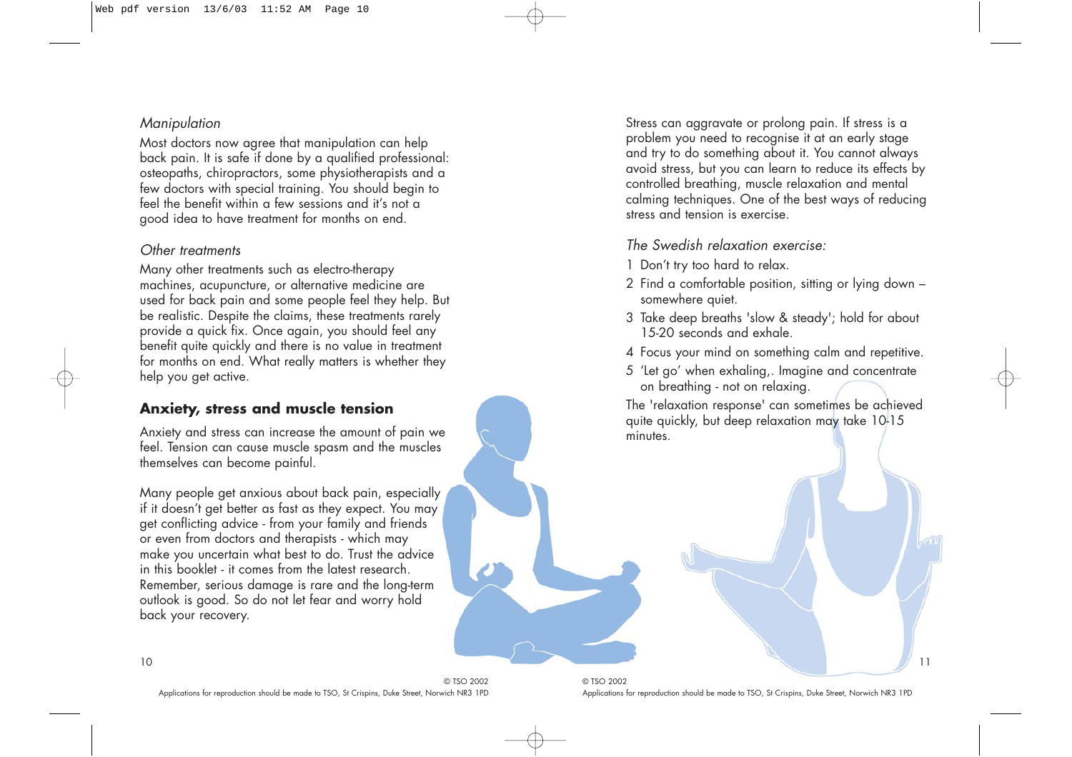*Manipulation*

Most doctors now agree that manipulation can help back pain. It is safe if done by a qualified professional: osteopaths, chiropractors, some physiotherapists and a few doctors with special training. You should begin to feel the benefit within a few sessions and it's not a good idea to have treatment for months on end.

*Other treatments*

Many other treatments such as electro-therapy machines, acupuncture, or alternative medicine are used for back pain and some people feel they help. But be realistic. Despite the claims, these treatments rarely provide a quick fix. Once again, you should feel any benefit quite quickly and there is no value in treatment for months on end. What really matters is whether they help you get active.

## Anxiety, stress and muscle tension

Anxiety and stress can increase the amount of pain we feel. Tension can cause muscle spasm and the muscles themselves can become painful.

Many people get anxious about back pain, especially if it doesn't get better as fast as they expect. You may get conflicting advice - from your family and friends or even from doctors and therapists - which may make you uncertain what best to do. Trust the advice in this booklet - it comes from the latest research. Remember, serious damage is rare and the long-term outlook is good. So do not let fear and worry hold back your recovery.

Stress can aggravate or prolong pain. If stress is a problem you need to recognise it at an early stage and try to do something about it. You cannot always avoid stress, but you can learn to reduce its effects by controlled breathing, muscle relaxation and mental calming techniques. One of the best ways of reducing stress and tension is exercise.

*The Swedish relaxation exercise:*

1 Don't try too hard to relax.
2 Find a comfortable position, sitting or lying down – somewhere quiet.
3 Take deep breaths 'slow & steady'; hold for about 15-20 seconds and exhale.
4 Focus your mind on something calm and repetitive.
5 'Let go' when exhaling,. Imagine and concentrate on breathing - not on relaxing.

The 'relaxation response' can sometimes be achieved quite quickly, but deep relaxation may take 10-15 minutes.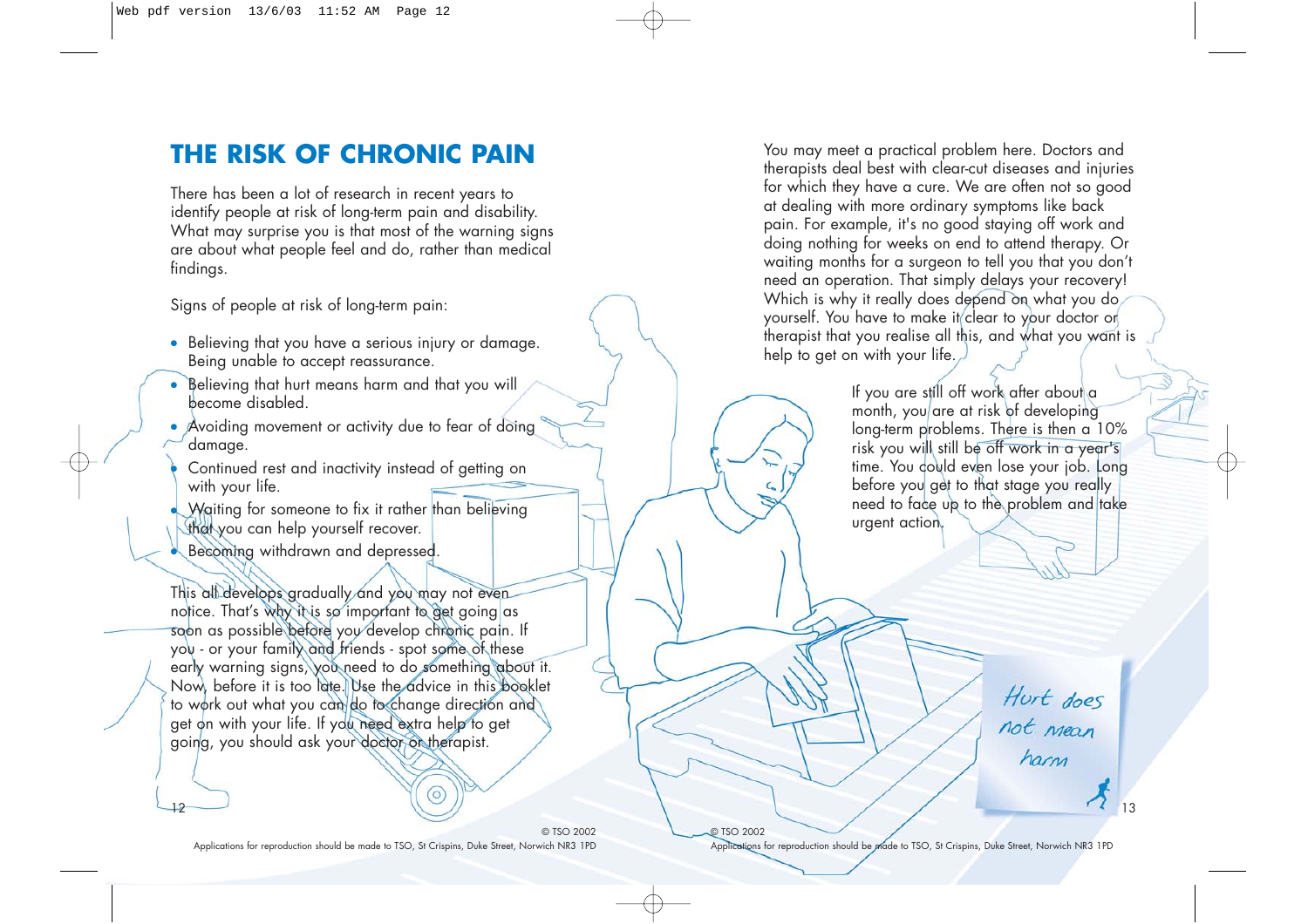# THE RISK OF CHRONIC PAIN

There has been a lot of research in recent years to identify people at risk of long-term pain and disability. What may surprise you is that most of the warning signs are about what people feel and do, rather than medical findings.

Signs of people at risk of long-term pain:

- Believing that you have a serious injury or damage. Being unable to accept reassurance.
- Believing that hurt means harm and that you will become disabled.
- Avoiding movement or activity due to fear of doing damage.
- Continued rest and inactivity instead of getting on with your life.
- Waiting for someone to fix it rather than believing that you can help yourself recover.
- Becoming withdrawn and depressed.

This all develops gradually and you may not even notice. That's why it is so important to get going as soon as possible before you develop chronic pain. If you - or your family and friends - spot some of these early warning signs, you need to do something about it. Now, before it is too late. Use the advice in this booklet to work out what you can do to change direction and get on with your life. If you need extra help to get going, you should ask your doctor or therapist.

You may meet a practical problem here. Doctors and therapists deal best with clear-cut diseases and injuries for which they have a cure. We are often not so good at dealing with more ordinary symptoms like back pain. For example, it's no good staying off work and doing nothing for weeks on end to attend therapy. Or waiting months for a surgeon to tell you that you don't need an operation. That simply delays your recovery! Which is why it really does depend on what you do yourself. You have to make it clear to your doctor or therapist that you realise all this, and what you want is help to get on with your life.

If you are still off work after about a month, you are at risk of developing long-term problems. There is then a 10% risk you will still be off work in a year's time. You could even lose your job. Long before you get to that stage you really need to face up to the problem and take urgent action.

Hurt does not mean harm

© TSO 2002
Applications for reproduction should be made to TSO, St Crispins, Duke Street, Norwich NR3 1PD

© TSO 2002
Applications for reproduction should be made to TSO, St Crispins, Duke Street, Norwich NR3 1PD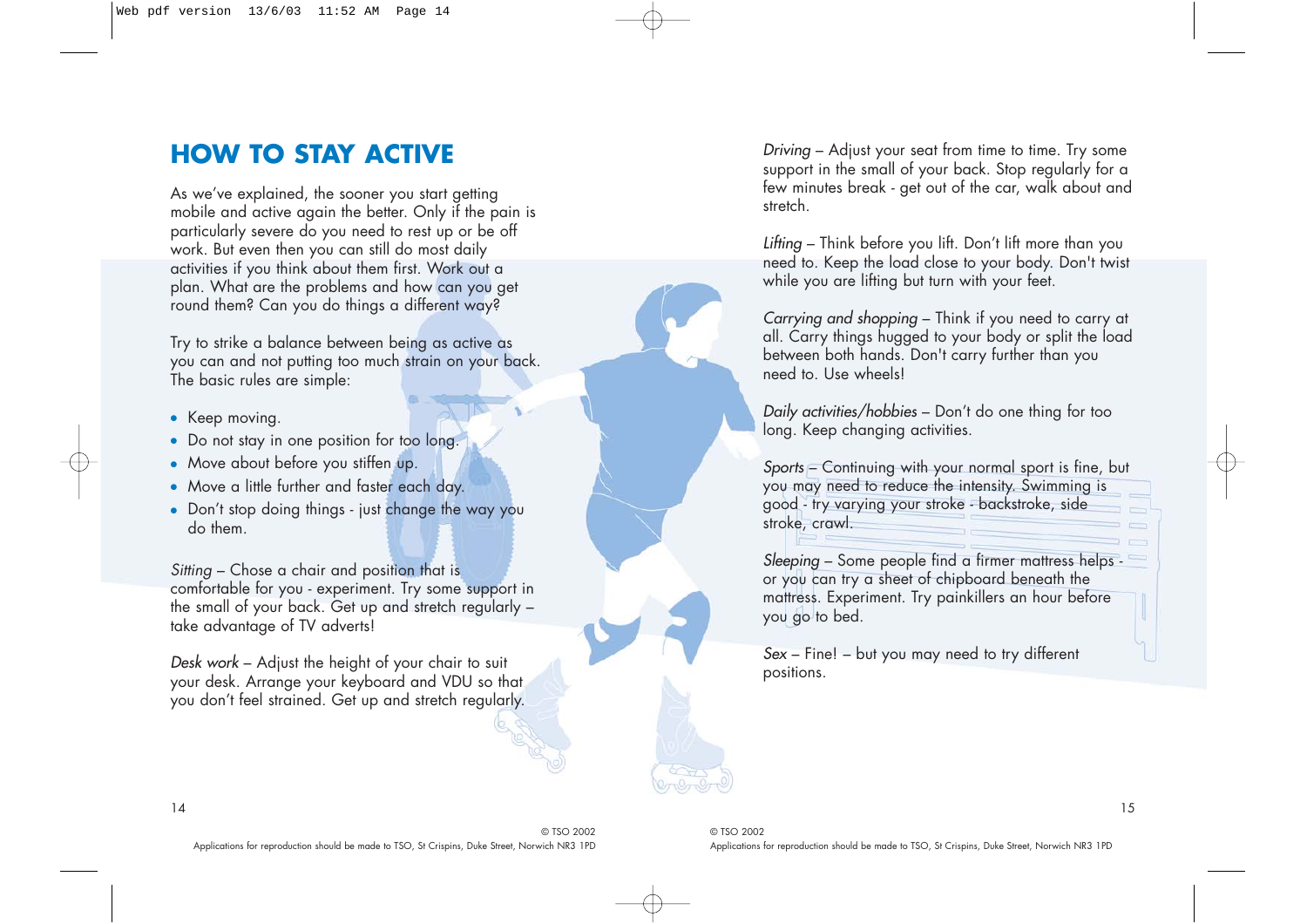# HOW TO STAY ACTIVE

As we've explained, the sooner you start getting mobile and active again the better. Only if the pain is particularly severe do you need to rest up or be off work. But even then you can still do most daily activities if you think about them first. Work out a plan. What are the problems and how can you get round them? Can you do things a different way?

Try to strike a balance between being as active as you can and not putting too much strain on your back. The basic rules are simple:

- Keep moving.
- Do not stay in one position for too long.
- Move about before you stiffen up.
- Move a little further and faster each day.
- Don't stop doing things - just change the way you do them.

*Sitting* – Chose a chair and position that is comfortable for you - experiment. Try some support in the small of your back. Get up and stretch regularly – take advantage of TV adverts!

*Desk work* – Adjust the height of your chair to suit your desk. Arrange your keyboard and VDU so that you don't feel strained. Get up and stretch regularly.

*Driving* – Adjust your seat from time to time. Try some support in the small of your back. Stop regularly for a few minutes break - get out of the car, walk about and stretch.

*Lifting* – Think before you lift. Don't lift more than you need to. Keep the load close to your body. Don't twist while you are lifting but turn with your feet.

*Carrying and shopping* – Think if you need to carry at all. Carry things hugged to your body or split the load between both hands. Don't carry further than you need to. Use wheels!

*Daily activities/hobbies* – Don't do one thing for too long. Keep changing activities.

*Sports* – Continuing with your normal sport is fine, but you may need to reduce the intensity. Swimming is good - try varying your stroke - backstroke, side stroke, crawl.

*Sleeping* – Some people find a firmer mattress helps - or you can try a sheet of chipboard beneath the mattress. Experiment. Try painkillers an hour before you go to bed.

*Sex* – Fine! – but you may need to try different positions.

© TSO 2002
Applications for reproduction should be made to TSO, St Crispins, Duke Street, Norwich NR3 1PD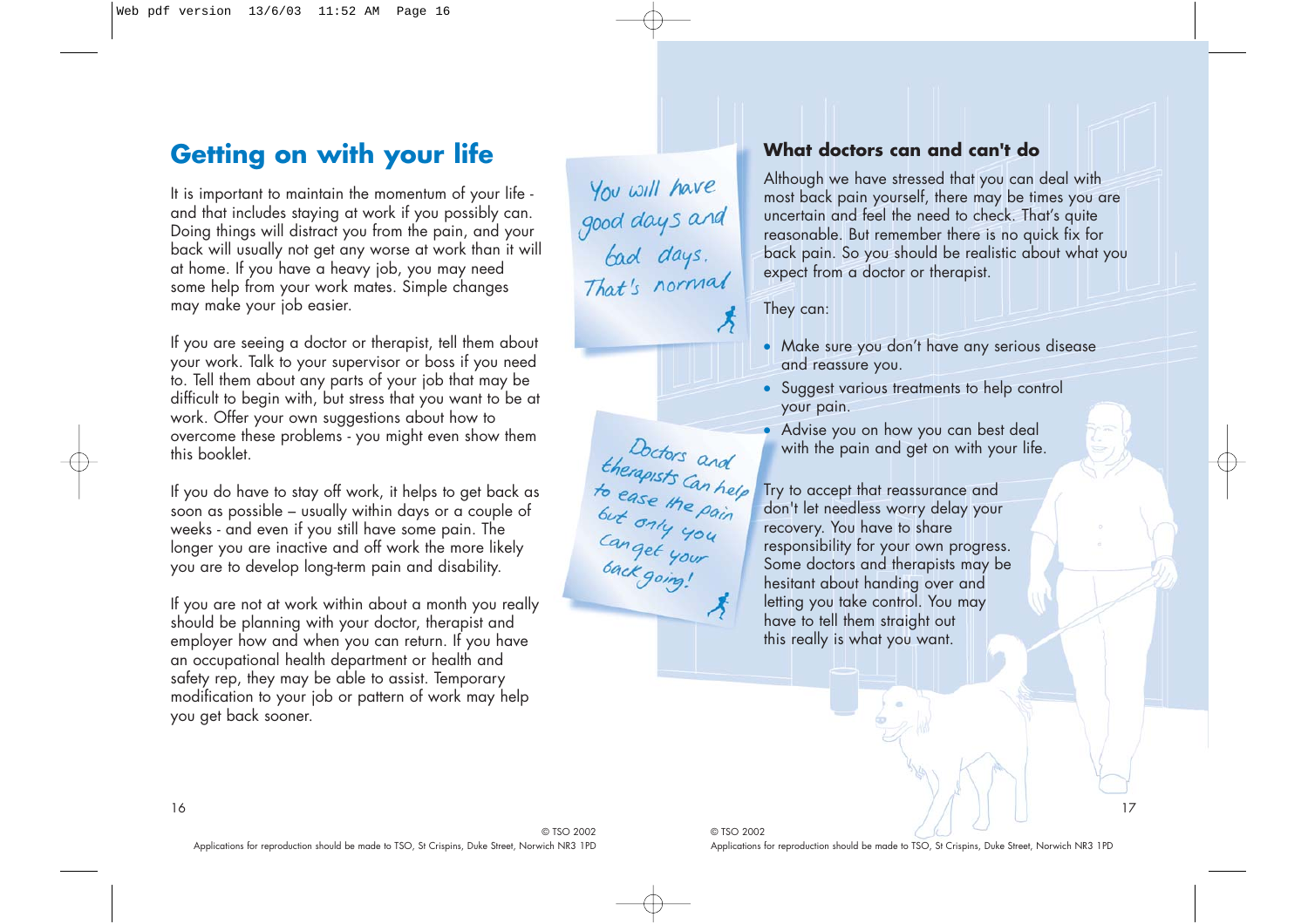## Getting on with your life

It is important to maintain the momentum of your life - and that includes staying at work if you possibly can. Doing things will distract you from the pain, and your back will usually not get any worse at work than it will at home. If you have a heavy job, you may need some help from your work mates. Simple changes may make your job easier.

If you are seeing a doctor or therapist, tell them about your work. Talk to your supervisor or boss if you need to. Tell them about any parts of your job that may be difficult to begin with, but stress that you want to be at work. Offer your own suggestions about how to overcome these problems - you might even show them this booklet.

If you do have to stay off work, it helps to get back as soon as possible – usually within days or a couple of weeks - and even if you still have some pain. The longer you are inactive and off work the more likely you are to develop long-term pain and disability.

If you are not at work within about a month you really should be planning with your doctor, therapist and employer how and when you can return. If you have an occupational health department or health and safety rep, they may be able to assist. Temporary modification to your job or pattern of work may help you get back sooner.

*You will have good days and bad days. That's normal*

*Doctors and therapists can help to ease the pain but only you can get your back going!*

### What doctors can and can't do

Although we have stressed that you can deal with most back pain yourself, there may be times you are uncertain and feel the need to check. That's quite reasonable. But remember there is no quick fix for back pain. So you should be realistic about what you expect from a doctor or therapist.

They can:

- Make sure you don't have any serious disease and reassure you.
- Suggest various treatments to help control your pain.
- Advise you on how you can best deal with the pain and get on with your life.

Try to accept that reassurance and don't let needless worry delay your recovery. You have to share responsibility for your own progress. Some doctors and therapists may be hesitant about handing over and letting you take control. You may have to tell them straight out this really is what you want.

© TSO 2002
Applications for reproduction should be made to TSO, St Crispins, Duke Street, Norwich NR3 1PD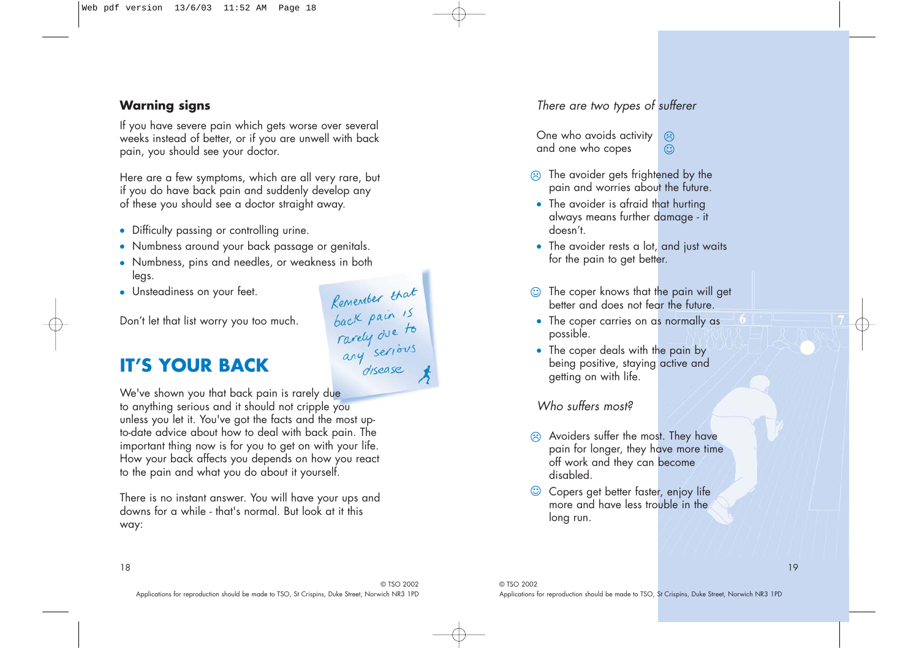## Warning signs

If you have severe pain which gets worse over several weeks instead of better, or if you are unwell with back pain, you should see your doctor.

Here are a few symptoms, which are all very rare, but if you do have back pain and suddenly develop any of these you should see a doctor straight away.

- Difficulty passing or controlling urine.
- Numbness around your back passage or genitals.
- Numbness, pins and needles, or weakness in both legs.
- Unsteadiness on your feet.

Don't let that list worry you too much.

Remember that back pain is rarely due to any serious disease

## IT'S YOUR BACK

We've shown you that back pain is rarely due to anything serious and it should not cripple you unless you let it. You've got the facts and the most up-to-date advice about how to deal with back pain. The important thing now is for you to get on with your life. How your back affects you depends on how you react to the pain and what you do about it yourself.

There is no instant answer. You will have your ups and downs for a while - that's normal. But look at it this way:

*There are two types of sufferer*

One who avoids activity ☹
and one who copes ☺

☹ The avoider gets frightened by the pain and worries about the future.

- The avoider is afraid that hurting always means further damage - it doesn't.
- The avoider rests a lot, and just waits for the pain to get better.

☺ The coper knows that the pain will get better and does not fear the future.

- The coper carries on as normally as possible.
- The coper deals with the pain by being positive, staying active and getting on with life.

*Who suffers most?*

☹ Avoiders suffer the most. They have pain for longer, they have more time off work and they can become disabled.

☺ Copers get better faster, enjoy life more and have less trouble in the long run.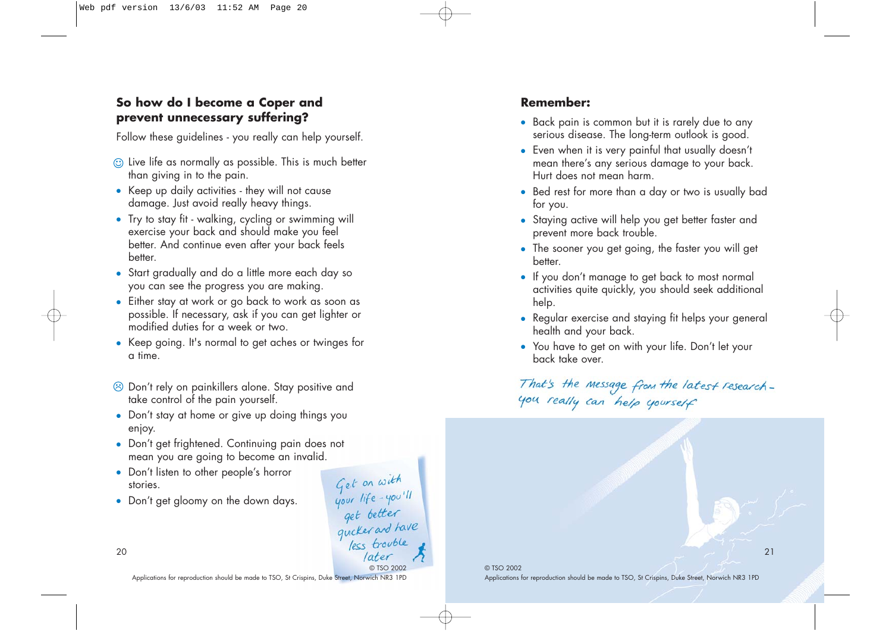## So how do I become a Coper and prevent unnecessary suffering?

Follow these guidelines - you really can help yourself.

☺ Live life as normally as possible. This is much better than giving in to the pain.

- Keep up daily activities - they will not cause damage. Just avoid really heavy things.
- Try to stay fit - walking, cycling or swimming will exercise your back and should make you feel better. And continue even after your back feels better.
- Start gradually and do a little more each day so you can see the progress you are making.
- Either stay at work or go back to work as soon as possible. If necessary, ask if you can get lighter or modified duties for a week or two.
- Keep going. It's normal to get aches or twinges for a time.

☹ Don't rely on painkillers alone. Stay positive and take control of the pain yourself.

- Don't stay at home or give up doing things you enjoy.
- Don't get frightened. Continuing pain does not mean you are going to become an invalid.
- Don't listen to other people's horror stories.
- Don't get gloomy on the down days.

*Get on with your life - you'll get better quicker and have less trouble later*

## Remember:

- Back pain is common but it is rarely due to any serious disease. The long-term outlook is good.
- Even when it is very painful that usually doesn't mean there's any serious damage to your back. Hurt does not mean harm.
- Bed rest for more than a day or two is usually bad for you.
- Staying active will help you get better faster and prevent more back trouble.
- The sooner you get going, the faster you will get better.
- If you don't manage to get back to most normal activities quite quickly, you should seek additional help.
- Regular exercise and staying fit helps your general health and your back.
- You have to get on with your life. Don't let your back take over.

*That's the message from the latest research - you really can help yourself*

© TSO 2002
Applications for reproduction should be made to TSO, St Crispins, Duke Street, Norwich NR3 1PD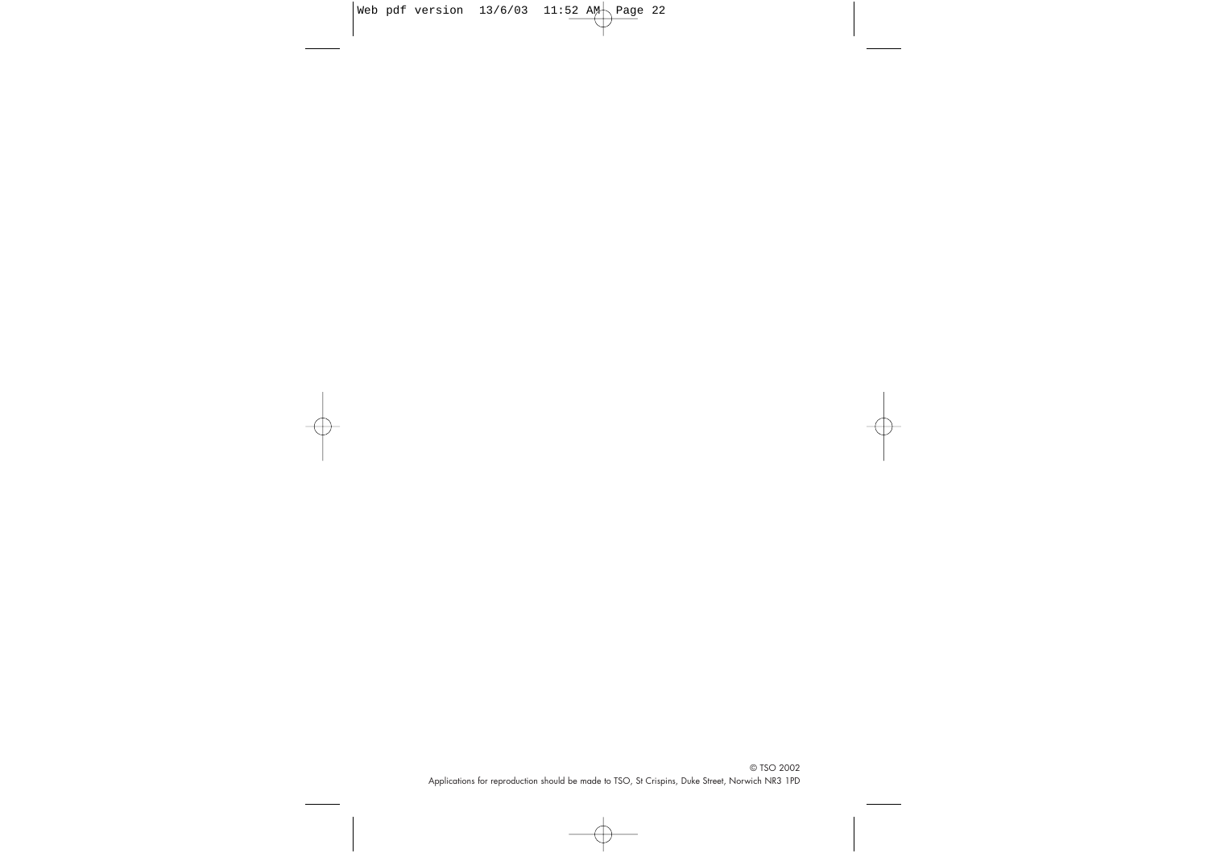© TSO 2002

Applications for reproduction should be made to TSO, St Crispins, Duke Street, Norwich NR3 1PD